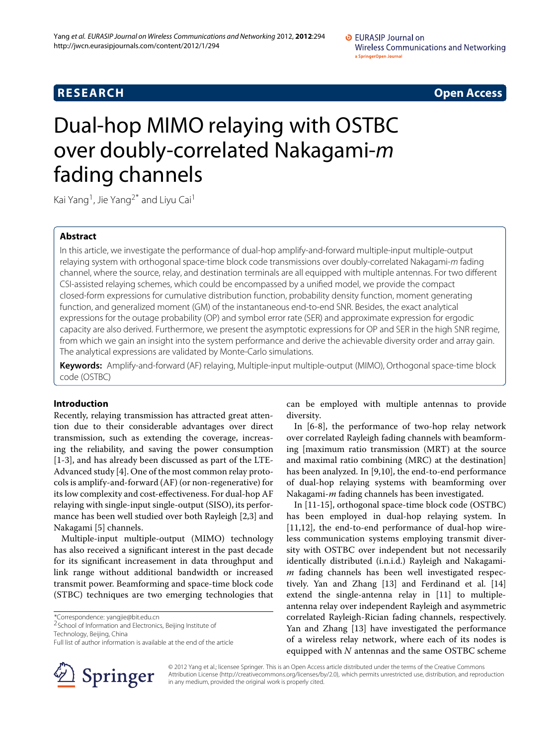**RESEARCH** **Open Access**

# Dual-hop MIMO relaying with OSTBC over doubly-correlated Nakagami-*m* fading channels

Kai Yang[1], Jie Yang[2*] and Liyu Cai[1]

## Abstract

In this article, we investigate the performance of dual-hop amplify-and-forward multiple-input multiple-output relaying system with orthogonal space-time block code transmissions over doubly-correlated Nakagami-*m* fading channel, where the source, relay, and destination terminals are all equipped with multiple antennas. For two different CSI-assisted relaying schemes, which could be encompassed by a unified model, we provide the compact closed-form expressions for cumulative distribution function, probability density function, moment generating function, and generalized moment (GM) of the instantaneous end-to-end SNR. Besides, the exact analytical expressions for the outage probability (OP) and symbol error rate (SER) and approximate expression for ergodic capacity are also derived. Furthermore, we present the asymptotic expressions for OP and SER in the high SNR regime, from which we gain an insight into the system performance and derive the achievable diversity order and array gain. The analytical expressions are validated by Monte-Carlo simulations.

**Keywords:** Amplify-and-forward (AF) relaying, Multiple-input multiple-output (MIMO), Orthogonal space-time block code (OSTBC)

## Introduction

Recently, relaying transmission has attracted great attention due to their considerable advantages over direct transmission, such as extending the coverage, increasing the reliability, and saving the power consumption [1-3], and has already been discussed as part of the LTE-Advanced study [4]. One of the most common relay protocols is amplify-and-forward (AF) (or non-regenerative) for its low complexity and cost-effectiveness. For dual-hop AF relaying with single-input single-output (SISO), its performance has been well studied over both Rayleigh [2,3] and Nakagami [5] channels.

Multiple-input multiple-output (MIMO) technology has also received a significant interest in the past decade for its significant increasement in data throughput and link range without additional bandwidth or increased transmit power. Beamforming and space-time block code (STBC) techniques are two emerging technologies that can be employed with multiple antennas to provide diversity.

In [6-8], the performance of two-hop relay network over correlated Rayleigh fading channels with beamforming [maximum ratio transmission (MRT) at the source and maximal ratio combining (MRC) at the destination] has been analyzed. In [9,10], the end-to-end performance of dual-hop relaying systems with beamforming over Nakagami-*m* fading channels has been investigated.

In [11-15], orthogonal space-time block code (OSTBC) has been employed in dual-hop relaying system. In [11,12], the end-to-end performance of dual-hop wireless communication systems employing transmit diversity with OSTBC over independent but not necessarily identically distributed (i.n.i.d.) Rayleigh and Nakagami-*m* fading channels has been well investigated respectively. Yan and Zhang [13] and Ferdinand et al. [14] extend the single-antenna relay in [11] to multiple-antenna relay over independent Rayleigh and asymmetric correlated Rayleigh-Rician fading channels, respectively. Yan and Zhang [13] have investigated the performance of a wireless relay network, where each of its nodes is equipped with $N$ antennas and the same OSTBC scheme

*Correspondence: yangjie@bit.edu.cn
[2]School of Information and Electronics, Beijing Institute of Technology, Beijing, China
Full list of author information is available at the end of the article

© 2012 Yang et al.; licensee Springer. This is an Open Access article distributed under the terms of the Creative Commons Attribution License (http://creativecommons.org/licenses/by/2.0), which permits unrestricted use, distribution, and reproduction in any medium, provided the original work is properly cited.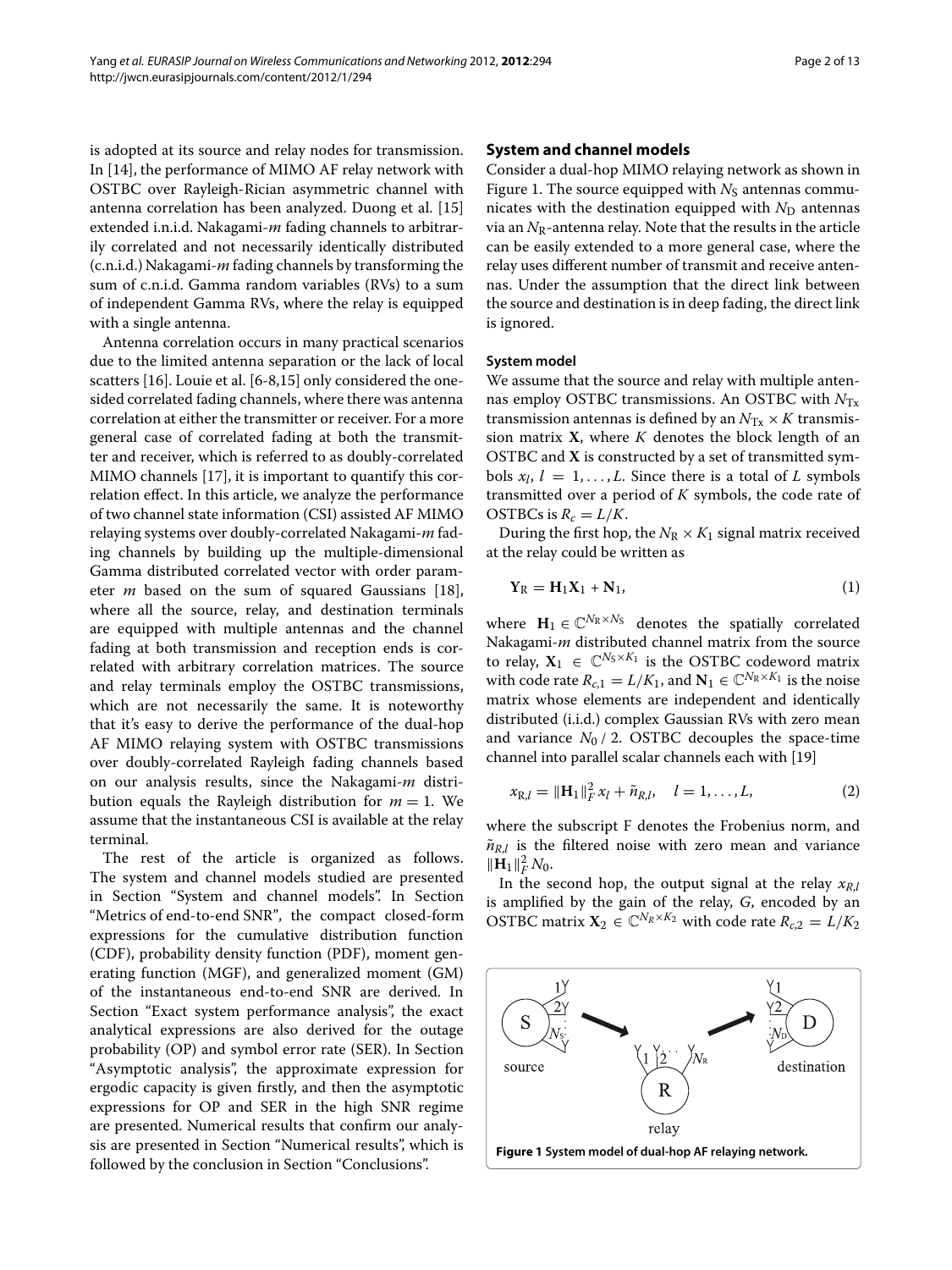is adopted at its source and relay nodes for transmission. In [14], the performance of MIMO AF relay network with OSTBC over Rayleigh-Rician asymmetric channel with antenna correlation has been analyzed. Duong et al. [15] extended i.n.i.d. Nakagami-*m* fading channels to arbitrarily correlated and not necessarily identically distributed (c.n.i.d.) Nakagami-*m* fading channels by transforming the sum of c.n.i.d. Gamma random variables (RVs) to a sum of independent Gamma RVs, where the relay is equipped with a single antenna.

Antenna correlation occurs in many practical scenarios due to the limited antenna separation or the lack of local scatters [16]. Louie et al. [6-8,15] only considered the one-sided correlated fading channels, where there was antenna correlation at either the transmitter or receiver. For a more general case of correlated fading at both the transmitter and receiver, which is referred to as doubly-correlated MIMO channels [17], it is important to quantify this correlation effect. In this article, we analyze the performance of two channel state information (CSI) assisted AF MIMO relaying systems over doubly-correlated Nakagami-*m* fading channels by building up the multiple-dimensional Gamma distributed correlated vector with order parameter *m* based on the sum of squared Gaussians [18], where all the source, relay, and destination terminals are equipped with multiple antennas and the channel fading at both transmission and reception ends is correlated with arbitrary correlation matrices. The source and relay terminals employ the OSTBC transmissions, which are not necessarily the same. It is noteworthy that it's easy to derive the performance of the dual-hop AF MIMO relaying system with OSTBC transmissions over doubly-correlated Rayleigh fading channels based on our analysis results, since the Nakagami-*m* distribution equals the Rayleigh distribution for $m = 1$. We assume that the instantaneous CSI is available at the relay terminal.

The rest of the article is organized as follows. The system and channel models studied are presented in Section "System and channel models". In Section "Metrics of end-to-end SNR", the compact closed-form expressions for the cumulative distribution function (CDF), probability density function (PDF), moment generating function (MGF), and generalized moment (GM) of the instantaneous end-to-end SNR are derived. In Section "Exact system performance analysis", the exact analytical expressions are also derived for the outage probability (OP) and symbol error rate (SER). In Section "Asymptotic analysis", the approximate expression for ergodic capacity is given firstly, and then the asymptotic expressions for OP and SER in the high SNR regime are presented. Numerical results that confirm our analysis are presented in Section "Numerical results", which is followed by the conclusion in Section "Conclusions".

## System and channel models

Consider a dual-hop MIMO relaying network as shown in Figure 1. The source equipped with $N_S$ antennas communicates with the destination equipped with $N_D$ antennas via an $N_R$-antenna relay. Note that the results in the article can be easily extended to a more general case, where the relay uses different number of transmit and receive antennas. Under the assumption that the direct link between the source and destination is in deep fading, the direct link is ignored.

### System model

We assume that the source and relay with multiple antennas employ OSTBC transmissions. An OSTBC with $N_{Tx}$ transmission antennas is defined by an $N_{Tx} \times K$ transmission matrix $\mathbf{X}$, where $K$ denotes the block length of an OSTBC and $\mathbf{X}$ is constructed by a set of transmitted symbols $x_l$, $l = 1, \ldots, L$. Since there is a total of $L$ symbols transmitted over a period of $K$ symbols, the code rate of OSTBCs is $R_c = L/K$.

During the first hop, the $N_R \times K_1$ signal matrix received at the relay could be written as

$$\mathbf{Y}_R = \mathbf{H}_1\mathbf{X}_1 + \mathbf{N}_1, \tag{1}$$

where $\mathbf{H}_1 \in \mathbb{C}^{N_R \times N_S}$ denotes the spatially correlated Nakagami-*m* distributed channel matrix from the source to relay, $\mathbf{X}_1 \in \mathbb{C}^{N_S \times K_1}$ is the OSTBC codeword matrix with code rate $R_{c,1} = L/K_1$, and $\mathbf{N}_1 \in \mathbb{C}^{N_R \times K_1}$ is the noise matrix whose elements are independent and identically distributed (i.i.d.) complex Gaussian RVs with zero mean and variance $N_0 / 2$. OSTBC decouples the space-time channel into parallel scalar channels each with [19]

$$x_{R,l} = \|\mathbf{H}_1\|_F^2 \, x_l + \tilde{n}_{R,l}, \quad l = 1, \ldots, L, \tag{2}$$

where the subscript F denotes the Frobenius norm, and $\tilde{n}_{R,l}$ is the filtered noise with zero mean and variance $\|\mathbf{H}_1\|_F^2 N_0$.

In the second hop, the output signal at the relay $x_{R,l}$ is amplified by the gain of the relay, $G$, encoded by an OSTBC matrix $\mathbf{X}_2 \in \mathbb{C}^{N_R \times K_2}$ with code rate $R_{c,2} = L/K_2$

**Figure 1 System model of dual-hop AF relaying network.**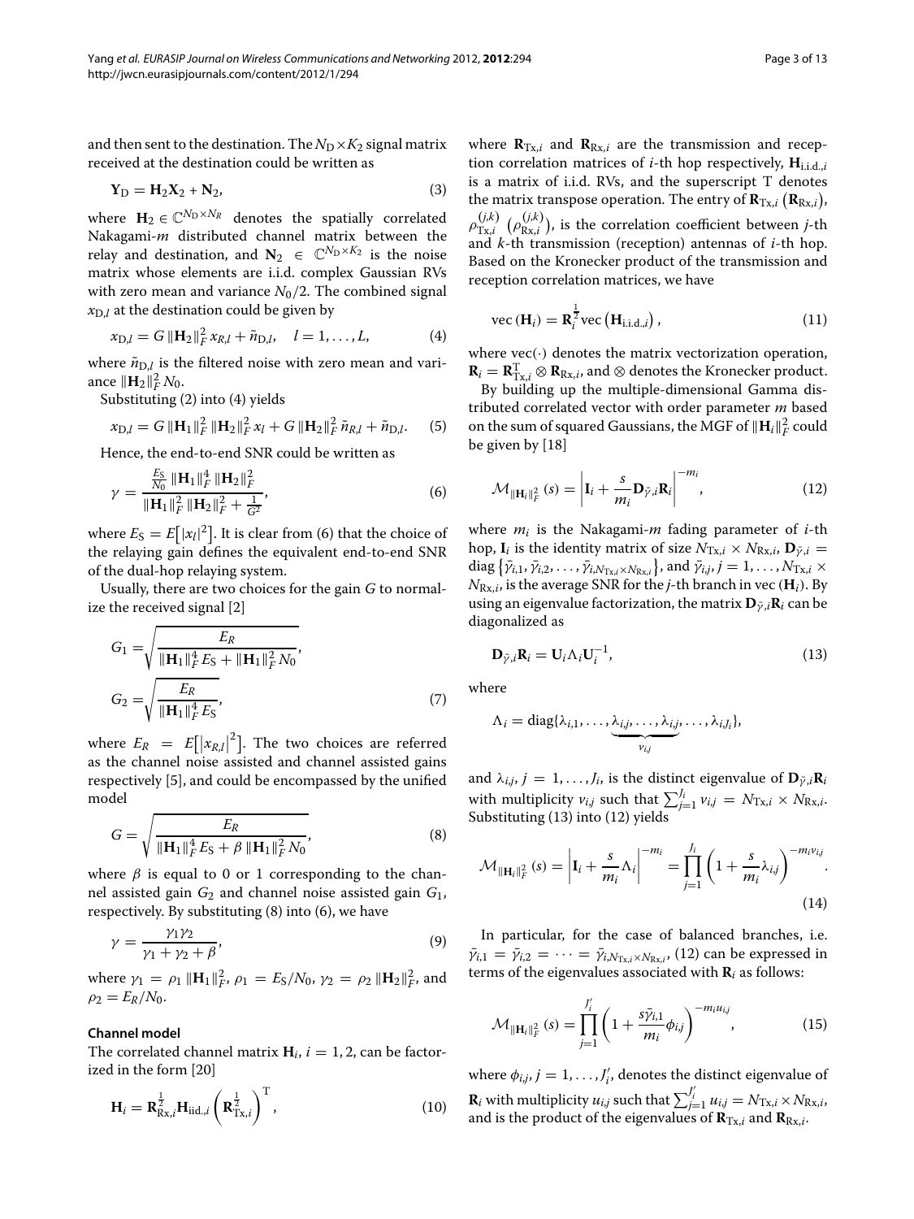and then sent to the destination. The $N_D \times K_2$ signal matrix received at the destination could be written as

$$\mathbf{Y}_D = \mathbf{H}_2 \mathbf{X}_2 + \mathbf{N}_2, \tag{3}$$

where $\mathbf{H}_2 \in \mathbb{C}^{N_D \times N_R}$ denotes the spatially correlated Nakagami-$m$ distributed channel matrix between the relay and destination, and $\mathbf{N}_2 \in \mathbb{C}^{N_D \times K_2}$ is the noise matrix whose elements are i.i.d. complex Gaussian RVs with zero mean and variance $N_0/2$. The combined signal $x_{D,l}$ at the destination could be given by

$$x_{D,l} = G \|\mathbf{H}_2\|_F^2 x_{R,l} + \tilde{n}_{D,l}, \quad l = 1, \ldots, L, \tag{4}$$

where $\tilde{n}_{D,l}$ is the filtered noise with zero mean and variance $\|\mathbf{H}_2\|_F^2 N_0$.

Substituting (2) into (4) yields

$$x_{D,l} = G \|\mathbf{H}_1\|_F^2 \|\mathbf{H}_2\|_F^2 x_l + G \|\mathbf{H}_2\|_F^2 \tilde{n}_{R,l} + \tilde{n}_{D,l}. \tag{5}$$

Hence, the end-to-end SNR could be written as

$$\gamma = \frac{\frac{E_S}{N_0} \|\mathbf{H}_1\|_F^4 \|\mathbf{H}_2\|_F^2}{\|\mathbf{H}_1\|_F^2 \|\mathbf{H}_2\|_F^2 + \frac{1}{G^2}}, \tag{6}$$

where $E_S = E\left[|x_l|^2\right]$. It is clear from (6) that the choice of the relaying gain defines the equivalent end-to-end SNR of the dual-hop relaying system.

Usually, there are two choices for the gain $G$ to normalize the received signal [2]

$$G_1 = \sqrt{\frac{E_R}{\|\mathbf{H}_1\|_F^4 E_S + \|\mathbf{H}_1\|_F^2 N_0}},$$
$$G_2 = \sqrt{\frac{E_R}{\|\mathbf{H}_1\|_F^4 E_S}}, \tag{7}$$

where $E_R = E\left[\left|x_{R,l}\right|^2\right]$. The two choices are referred as the channel noise assisted and channel assisted gains respectively [5], and could be encompassed by the unified model

$$G = \sqrt{\frac{E_R}{\|\mathbf{H}_1\|_F^4 E_S + \beta \|\mathbf{H}_1\|_F^2 N_0}}, \tag{8}$$

where $\beta$ is equal to 0 or 1 corresponding to the channel assisted gain $G_2$ and channel noise assisted gain $G_1$, respectively. By substituting (8) into (6), we have

$$\gamma = \frac{\gamma_1 \gamma_2}{\gamma_1 + \gamma_2 + \beta}, \tag{9}$$

where $\gamma_1 = \rho_1 \|\mathbf{H}_1\|_F^2$, $\rho_1 = E_S/N_0$, $\gamma_2 = \rho_2 \|\mathbf{H}_2\|_F^2$, and $\rho_2 = E_R/N_0$.

### Channel model

The correlated channel matrix $\mathbf{H}_i$, $i = 1, 2$, can be factorized in the form [20]

$$\mathbf{H}_i = \mathbf{R}_{\mathrm{Rx},i}^{\frac{1}{2}} \mathbf{H}_{\mathrm{iid.},i} \left(\mathbf{R}_{\mathrm{Tx},i}^{\frac{1}{2}}\right)^{\mathrm{T}}, \tag{10}$$

where $\mathbf{R}_{\mathrm{Tx},i}$ and $\mathbf{R}_{\mathrm{Rx},i}$ are the transmission and reception correlation matrices of $i$-th hop respectively, $\mathbf{H}_{\mathrm{i.i.d.},i}$ is a matrix of i.i.d. RVs, and the superscript T denotes the matrix transpose operation. The entry of $\mathbf{R}_{\mathrm{Tx},i}$ $\left(\mathbf{R}_{\mathrm{Rx},i}\right)$, $\rho_{\mathrm{Tx},i}^{(j,k)}$ $\left(\rho_{\mathrm{Rx},i}^{(j,k)}\right)$, is the correlation coefficient between $j$-th and $k$-th transmission (reception) antennas of $i$-th hop. Based on the Kronecker product of the transmission and reception correlation matrices, we have

$$\mathrm{vec}\left(\mathbf{H}_i\right) = \mathbf{R}_i^{\frac{1}{2}} \mathrm{vec}\left(\mathbf{H}_{\mathrm{i.i.d.},i}\right), \tag{11}$$

where $\mathrm{vec}(\cdot)$ denotes the matrix vectorization operation, $\mathbf{R}_i = \mathbf{R}_{\mathrm{Tx},i}^{\mathrm{T}} \otimes \mathbf{R}_{\mathrm{Rx},i}$, and $\otimes$ denotes the Kronecker product.

By building up the multiple-dimensional Gamma distributed correlated vector with order parameter $m$ based on the sum of squared Gaussians, the MGF of $\|\mathbf{H}_i\|_F^2$ could be given by [18]

$$\mathcal{M}_{\|\mathbf{H}_i\|_F^2}(s) = \left|\mathbf{I}_i + \frac{s}{m_i} \mathbf{D}_{\bar{\gamma},i} \mathbf{R}_i\right|^{-m_i}, \tag{12}$$

where $m_i$ is the Nakagami-$m$ fading parameter of $i$-th hop, $\mathbf{I}_i$ is the identity matrix of size $N_{\mathrm{Tx},i} \times N_{\mathrm{Rx},i}$, $\mathbf{D}_{\bar{\gamma},i} = \mathrm{diag}\left\{\bar{\gamma}_{i,1}, \bar{\gamma}_{i,2}, \ldots, \bar{\gamma}_{i,N_{\mathrm{Tx},i} \times N_{\mathrm{Rx},i}}\right\}$, and $\bar{\gamma}_{i,j}$, $j = 1, \ldots, N_{\mathrm{Tx},i} \times N_{\mathrm{Rx},i}$, is the average SNR for the $j$-th branch in $\mathrm{vec}\left(\mathbf{H}_i\right)$. By using an eigenvalue factorization, the matrix $\mathbf{D}_{\bar{\gamma},i} \mathbf{R}_i$ can be diagonalized as

$$\mathbf{D}_{\bar{\gamma},i} \mathbf{R}_i = \mathbf{U}_i \Lambda_i \mathbf{U}_i^{-1}, \tag{13}$$

where

$$\Lambda_i = \mathrm{diag}\{\lambda_{i,1}, \ldots, \underbrace{\lambda_{i,j}, \ldots, \lambda_{i,j}}_{v_{i,j}}, \ldots, \lambda_{i,J_i}\},$$

and $\lambda_{i,j}$, $j = 1, \ldots, J_i$, is the distinct eigenvalue of $\mathbf{D}_{\bar{\gamma},i} \mathbf{R}_i$ with multiplicity $v_{i,j}$ such that $\sum_{j=1}^{J_i} v_{i,j} = N_{\mathrm{Tx},i} \times N_{\mathrm{Rx},i}$. Substituting (13) into (12) yields

$$\mathcal{M}_{\|\mathbf{H}_i\|_F^2}(s) = \left|\mathbf{I}_i + \frac{s}{m_i} \Lambda_i\right|^{-m_i} = \prod_{j=1}^{J_i} \left(1 + \frac{s}{m_i} \lambda_{i,j}\right)^{-m_i v_{i,j}}. \tag{14}$$

In particular, for the case of balanced branches, i.e. $\bar{\gamma}_{i,1} = \bar{\gamma}_{i,2} = \cdots = \bar{\gamma}_{i,N_{\mathrm{Tx},i} \times N_{\mathrm{Rx},i}}$, (12) can be expressed in terms of the eigenvalues associated with $\mathbf{R}_i$ as follows:

$$\mathcal{M}_{\|\mathbf{H}_i\|_F^2}(s) = \prod_{j=1}^{J_i'} \left(1 + \frac{s \bar{\gamma}_{i,1}}{m_i} \phi_{i,j}\right)^{-m_i u_{i,j}}, \tag{15}$$

where $\phi_{i,j}$, $j = 1, \ldots, J_i'$, denotes the distinct eigenvalue of $\mathbf{R}_i$ with multiplicity $u_{i,j}$ such that $\sum_{j=1}^{J_i'} u_{i,j} = N_{\mathrm{Tx},i} \times N_{\mathrm{Rx},i}$, and is the product of the eigenvalues of $\mathbf{R}_{\mathrm{Tx},i}$ and $\mathbf{R}_{\mathrm{Rx},i}$.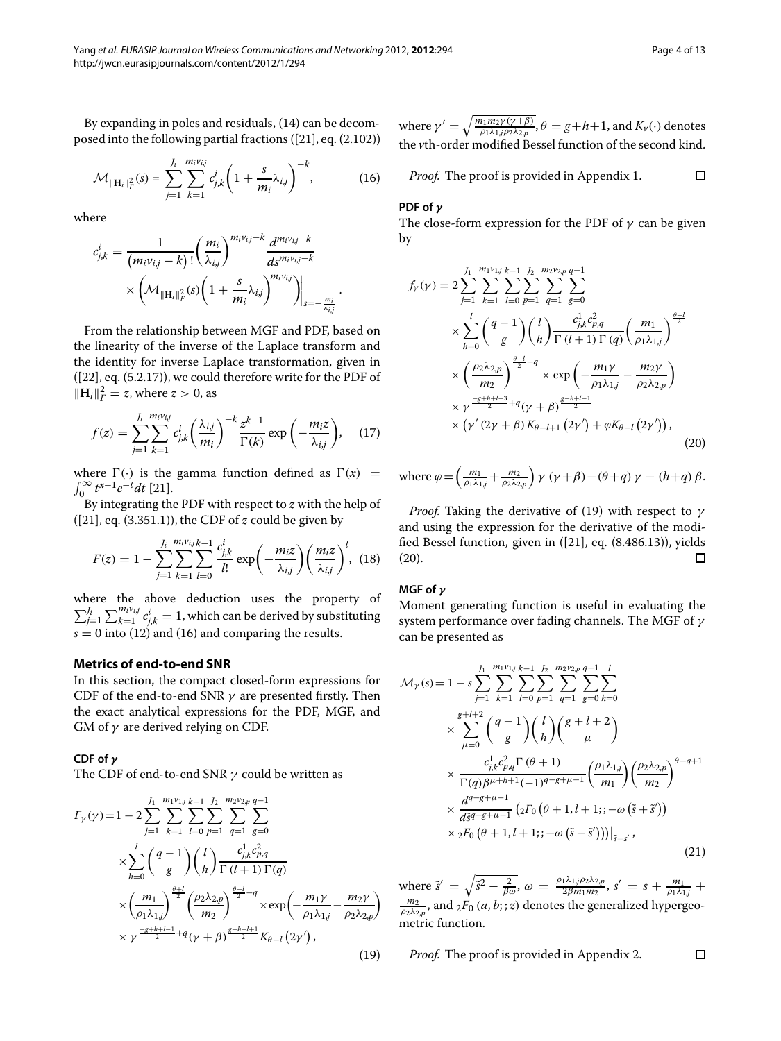By expanding in poles and residuals, (14) can be decomposed into the following partial fractions ([21], eq. (2.102))

$$\mathcal{M}_{\|\mathbf{H}_i\|_F^2}(s) = \sum_{j=1}^{J_i} \sum_{k=1}^{m_i v_{i,j}} c_{j,k}^i \left(1 + \frac{s}{m_i}\lambda_{i,j}\right)^{-k}, \tag{16}$$

where

$$c_{j,k}^i = \frac{1}{(m_i v_{i,j} - k)!}\left(\frac{m_i}{\lambda_{i,j}}\right)^{m_i v_{i,j}-k} \frac{d^{m_i v_{i,j}-k}}{ds^{m_i v_{i,j}-k}} \times \left(\mathcal{M}_{\|\mathbf{H}_i\|_F^2}(s)\left(1+\frac{s}{m_i}\lambda_{i,j}\right)^{m_i v_{i,j}}\right)\Bigg|_{s=-\frac{m_i}{\lambda_{i,j}}}.$$

From the relationship between MGF and PDF, based on the linearity of the inverse of the Laplace transform and the identity for inverse Laplace transformation, given in ([22], eq. (5.2.17)), we could therefore write for the PDF of $\|\mathbf{H}_i\|_F^2 = z$, where $z > 0$, as

$$f(z) = \sum_{j=1}^{J_i}\sum_{k=1}^{m_i v_{i,j}} c_{j,k}^i \left(\frac{\lambda_{i,j}}{m_i}\right)^{-k} \frac{z^{k-1}}{\Gamma(k)} \exp\left(-\frac{m_i z}{\lambda_{i,j}}\right), \tag{17}$$

where $\Gamma(\cdot)$ is the gamma function defined as $\Gamma(x) = \int_0^\infty t^{x-1}e^{-t}dt$ [21].

By integrating the PDF with respect to $z$ with the help of ([21], eq. (3.351.1)), the CDF of $z$ could be given by

$$F(z) = 1 - \sum_{j=1}^{J_i}\sum_{k=1}^{m_i v_{i,j}}\sum_{l=0}^{k-1} \frac{c_{j,k}^i}{l!} \exp\left(-\frac{m_i z}{\lambda_{i,j}}\right)\left(\frac{m_i z}{\lambda_{i,j}}\right)^l, \tag{18}$$

where the above deduction uses the property of $\sum_{j=1}^{J_i}\sum_{k=1}^{m_i v_{i,j}} c_{j,k}^i = 1$, which can be derived by substituting $s = 0$ into (12) and (16) and comparing the results.

## Metrics of end-to-end SNR

In this section, the compact closed-form expressions for CDF of the end-to-end SNR $\gamma$ are presented firstly. Then the exact analytical expressions for the PDF, MGF, and GM of $\gamma$ are derived relying on CDF.

### CDF of $\gamma$

The CDF of end-to-end SNR $\gamma$ could be written as

$$\begin{aligned}F_\gamma(\gamma) = 1 - 2\sum_{j=1}^{J_1}\sum_{k=1}^{m_1 v_{1,j}}\sum_{l=0}^{k-1}\sum_{p=1}^{J_2}\sum_{q=1}^{m_2 v_{2,p}}\sum_{g=0}^{q-1} &\times \sum_{h=0}^{l}\binom{q-1}{g}\binom{l}{h}\frac{c_{j,k}^1 c_{p,q}^2}{\Gamma(l+1)\Gamma(q)} \\ &\times \left(\frac{m_1}{\rho_1\lambda_{1,j}}\right)^{\frac{\theta+l}{2}}\left(\frac{\rho_2\lambda_{2,p}}{m_2}\right)^{\frac{\theta-l}{2}-q} \times \exp\left(-\frac{m_1\gamma}{\rho_1\lambda_{1,j}} - \frac{m_2\gamma}{\rho_2\lambda_{2,p}}\right) \\ &\times \gamma^{\frac{-g+h+l-1}{2}+q}(\gamma+\beta)^{\frac{g-h+l+1}{2}} K_{\theta-l}\left(2\gamma'\right),\end{aligned} \tag{19}$$

where $\gamma' = \sqrt{\frac{m_1 m_2 \gamma(\gamma+\beta)}{\rho_1\lambda_{1,j}\rho_2\lambda_{2,p}}}$, $\theta = g+h+1$, and $K_\nu(\cdot)$ denotes the $\nu$th-order modified Bessel function of the second kind.

*Proof.* The proof is provided in Appendix 1. □

### PDF of $\gamma$

The close-form expression for the PDF of $\gamma$ can be given by

$$\begin{aligned}f_\gamma(\gamma) = 2\sum_{j=1}^{J_1}\sum_{k=1}^{m_1 v_{1,j}}\sum_{l=0}^{k-1}\sum_{p=1}^{J_2}\sum_{q=1}^{m_2 v_{2,p}}\sum_{g=0}^{q-1} &\times \sum_{h=0}^{l}\binom{q-1}{g}\binom{l}{h}\frac{c_{j,k}^1 c_{p,q}^2}{\Gamma(l+1)\Gamma(q)}\left(\frac{m_1}{\rho_1\lambda_{1,j}}\right)^{\frac{\theta+l}{2}} \\ &\times \left(\frac{\rho_2\lambda_{2,p}}{m_2}\right)^{\frac{\theta-l}{2}-q} \times \exp\left(-\frac{m_1\gamma}{\rho_1\lambda_{1,j}} - \frac{m_2\gamma}{\rho_2\lambda_{2,p}}\right) \\ &\times \gamma^{\frac{-g+h+l-3}{2}+q}(\gamma+\beta)^{\frac{g-h+l-1}{2}} \\ &\times \left(\gamma'(2\gamma+\beta)K_{\theta-l+1}\left(2\gamma'\right) + \varphi K_{\theta-l}\left(2\gamma'\right)\right),\end{aligned} \tag{20}$$

where $\varphi = \left(\frac{m_1}{\rho_1\lambda_{1,j}} + \frac{m_2}{\rho_2\lambda_{2,p}}\right)\gamma(\gamma+\beta) - (\theta+q)\gamma - (h+q)\beta$.

*Proof.* Taking the derivative of (19) with respect to $\gamma$ and using the expression for the derivative of the modified Bessel function, given in ([21], eq. (8.486.13)), yields (20). □

### MGF of $\gamma$

Moment generating function is useful in evaluating the system performance over fading channels. The MGF of $\gamma$ can be presented as

$$\begin{aligned}\mathcal{M}_\gamma(s) = 1 - s\sum_{j=1}^{J_1}\sum_{k=1}^{m_1 v_{1,j}}\sum_{l=0}^{k-1}\sum_{p=1}^{J_2}\sum_{q=1}^{m_2 v_{2,p}}\sum_{g=0}^{q-1}\sum_{h=0}^{l} &\times \sum_{\mu=0}^{g+l+2}\binom{q-1}{g}\binom{l}{h}\binom{g+l+2}{\mu} \\ &\times \frac{c_{j,k}^1 c_{p,q}^2 \Gamma(\theta+1)}{\Gamma(q)\beta^{\mu+h+1}(-1)^{q-g+\mu-1}}\left(\frac{\rho_1\lambda_{1,j}}{m_1}\right)\left(\frac{\rho_2\lambda_{2,p}}{m_2}\right)^{\theta-q+1} \\ &\times \frac{d^{q-g+\mu-1}}{d\tilde{s}^{q-g+\mu-1}}\left({}_2F_0\left(\theta+1, l+1;; -\omega\left(\tilde{s}+\tilde{s}'\right)\right)\right. \\ &\times \left.{}_2F_0\left(\theta+1, l+1;; -\omega\left(\tilde{s}-\tilde{s}'\right)\right)\right)\Big|_{\tilde{s}=s'},\end{aligned} \tag{21}$$

where $\tilde{s}' = \sqrt{\tilde{s}^2 - \frac{2}{\beta\omega}}$, $\omega = \frac{\rho_1\lambda_{1,j}\rho_2\lambda_{2,p}}{2\beta m_1 m_2}$, $s' = s + \frac{m_1}{\rho_1\lambda_{1,j}} + \frac{m_2}{\rho_2\lambda_{2,p}}$, and ${}_2F_0(a, b;; z)$ denotes the generalized hypergeometric function.

*Proof.* The proof is provided in Appendix 2. □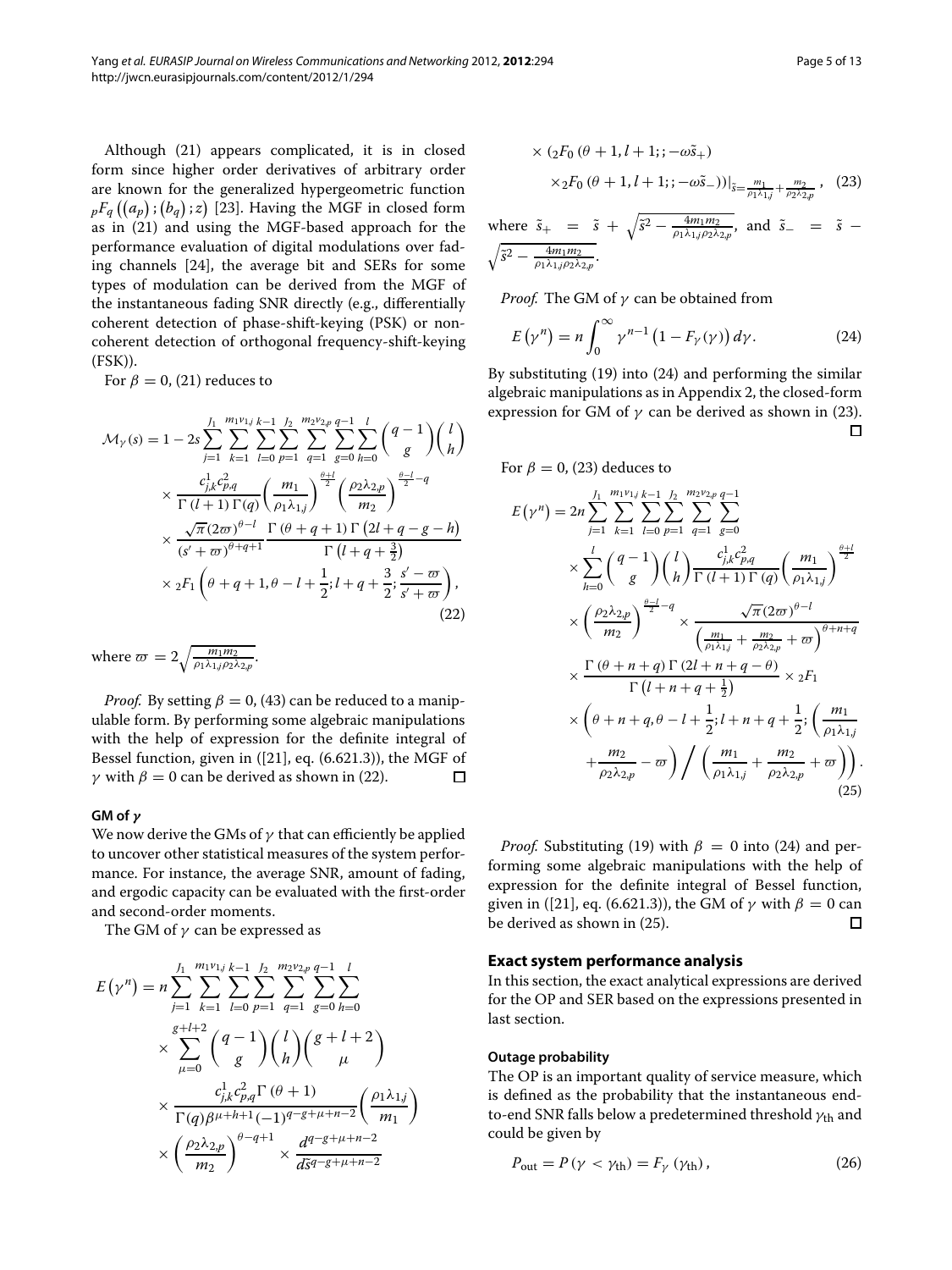Although (21) appears complicated, it is in closed form since higher order derivatives of arbitrary order are known for the generalized hypergeometric function ${}_pF_q\left((a_p);(b_q);z\right)$ [23]. Having the MGF in closed form as in (21) and using the MGF-based approach for the performance evaluation of digital modulations over fading channels [24], the average bit and SERs for some types of modulation can be derived from the MGF of the instantaneous fading SNR directly (e.g., differentially coherent detection of phase-shift-keying (PSK) or noncoherent detection of orthogonal frequency-shift-keying (FSK)).

For $\beta = 0$, (21) reduces to

$$
\begin{aligned}
\mathcal{M}_\gamma(s) = 1 - 2s \sum_{j=1}^{J_1} \sum_{k=1}^{m_1\nu_{1,j}} \sum_{l=0}^{k-1} \sum_{p=1}^{J_2} \sum_{q=1}^{m_2\nu_{2,p}} \sum_{g=0}^{q-1} \sum_{h=0}^{l} \binom{q-1}{g}\binom{l}{h} \\
\times \frac{c_{j,k}^1 c_{p,q}^2}{\Gamma(l+1)\Gamma(q)} \left(\frac{m_1}{\rho_1\lambda_{1,j}}\right)^{\frac{\theta+l}{2}} \left(\frac{\rho_2\lambda_{2,p}}{m_2}\right)^{\frac{\theta-l}{2}-q} \\
\times \frac{\sqrt{\pi}(2\varpi)^{\theta-l}}{(s'+\varpi)^{\theta+q+1}} \frac{\Gamma(\theta+q+1)\Gamma(2l+q-g-h)}{\Gamma\left(l+q+\frac{3}{2}\right)} \\
\times {}_2F_1\left(\theta+q+1, \theta-l+\frac{1}{2}; l+q+\frac{3}{2}; \frac{s'-\varpi}{s'+\varpi}\right),
\end{aligned}
\tag{22}
$$

where $\varpi = 2\sqrt{\frac{m_1 m_2}{\rho_1\lambda_{1,j}\rho_2\lambda_{2,p}}}$.

*Proof.* By setting $\beta = 0$, (43) can be reduced to a manipulable form. By performing some algebraic manipulations with the help of expression for the definite integral of Bessel function, given in ([21], eq. (6.621.3)), the MGF of $\gamma$ with $\beta = 0$ can be derived as shown in (22). □

#### GM of $\gamma$

We now derive the GMs of $\gamma$ that can efficiently be applied to uncover other statistical measures of the system performance. For instance, the average SNR, amount of fading, and ergodic capacity can be evaluated with the first-order and second-order moments.

The GM of $\gamma$ can be expressed as

$$
\begin{aligned}
E\left(\gamma^n\right) = n \sum_{j=1}^{J_1} \sum_{k=1}^{m_1\nu_{1,j}} \sum_{l=0}^{k-1} \sum_{p=1}^{J_2} \sum_{q=1}^{m_2\nu_{2,p}} \sum_{g=0}^{q-1} \sum_{h=0}^{l} \\
\times \sum_{\mu=0}^{g+l+2} \binom{q-1}{g}\binom{l}{h}\binom{g+l+2}{\mu} \\
\times \frac{c_{j,k}^1 c_{p,q}^2 \Gamma(\theta+1)}{\Gamma(q)\beta^{\mu+h+1}(-1)^{q-g+\mu+n-2}} \left(\frac{\rho_1\lambda_{1,j}}{m_1}\right) \\
\times \left(\frac{\rho_2\lambda_{2,p}}{m_2}\right)^{\theta-q+1} \times \frac{d^{q-g+\mu+n-2}}{d\tilde{s}^{q-g+\mu+n-2}} \\
\times \left({}_2F_0\left(\theta+1, l+1;; -\omega\tilde{s}_+\right)\right. \\
\left.\times {}_2F_0\left(\theta+1, l+1;; -\omega\tilde{s}_-\right)\right)\Big|_{\tilde{s}=\frac{m_1}{\rho_1\lambda_{1,j}}+\frac{m_2}{\rho_2\lambda_{2,p}}},
\end{aligned}
\tag{23}
$$

where $\tilde{s}_+ = \tilde{s} + \sqrt{\tilde{s}^2 - \frac{4m_1m_2}{\rho_1\lambda_{1,j}\rho_2\lambda_{2,p}}}$, and $\tilde{s}_- = \tilde{s} - \sqrt{\tilde{s}^2 - \frac{4m_1m_2}{\rho_1\lambda_{1,j}\rho_2\lambda_{2,p}}}$.

*Proof.* The GM of $\gamma$ can be obtained from

$$
E\left(\gamma^n\right) = n\int_0^\infty \gamma^{n-1}\left(1 - F_\gamma(\gamma)\right)d\gamma. \tag{24}
$$

By substituting (19) into (24) and performing the similar algebraic manipulations as in Appendix 2, the closed-form expression for GM of $\gamma$ can be derived as shown in (23). □

For $\beta = 0$, (23) deduces to

$$
\begin{aligned}
E\left(\gamma^n\right) = 2n \sum_{j=1}^{J_1} \sum_{k=1}^{m_1\nu_{1,j}} \sum_{l=0}^{k-1} \sum_{p=1}^{J_2} \sum_{q=1}^{m_2\nu_{2,p}} \sum_{g=0}^{q-1} \\
\times \sum_{h=0}^{l} \binom{q-1}{g}\binom{l}{h} \frac{c_{j,k}^1 c_{p,q}^2}{\Gamma(l+1)\Gamma(q)} \left(\frac{m_1}{\rho_1\lambda_{1,j}}\right)^{\frac{\theta+l}{2}} \\
\times \left(\frac{\rho_2\lambda_{2,p}}{m_2}\right)^{\frac{\theta-l}{2}-q} \times \frac{\sqrt{\pi}(2\varpi)^{\theta-l}}{\left(\frac{m_1}{\rho_1\lambda_{1,j}} + \frac{m_2}{\rho_2\lambda_{2,p}} + \varpi\right)^{\theta+n+q}} \\
\times \frac{\Gamma(\theta+n+q)\Gamma(2l+n+q-\theta)}{\Gamma\left(l+n+q+\frac{1}{2}\right)} \times {}_2F_1 \\
\times \left(\theta+n+q, \theta-l+\frac{1}{2}; l+n+q+\frac{1}{2}; \left(\frac{m_1}{\rho_1\lambda_{1,j}}\right.\right. \\
\left.\left. + \frac{m_2}{\rho_2\lambda_{2,p}} - \varpi\right) \Big/ \left(\frac{m_1}{\rho_1\lambda_{1,j}} + \frac{m_2}{\rho_2\lambda_{2,p}} + \varpi\right)\right).
\end{aligned}
\tag{25}
$$

*Proof.* Substituting (19) with $\beta = 0$ into (24) and performing some algebraic manipulations with the help of expression for the definite integral of Bessel function, given in ([21], eq. (6.621.3)), the GM of $\gamma$ with $\beta = 0$ can be derived as shown in (25). □

## Exact system performance analysis

In this section, the exact analytical expressions are derived for the OP and SER based on the expressions presented in last section.

#### Outage probability

The OP is an important quality of service measure, which is defined as the probability that the instantaneous end-to-end SNR falls below a predetermined threshold $\gamma_{\text{th}}$ and could be given by

$$
P_{\text{out}} = P\left(\gamma < \gamma_{\text{th}}\right) = F_\gamma\left(\gamma_{\text{th}}\right), \tag{26}
$$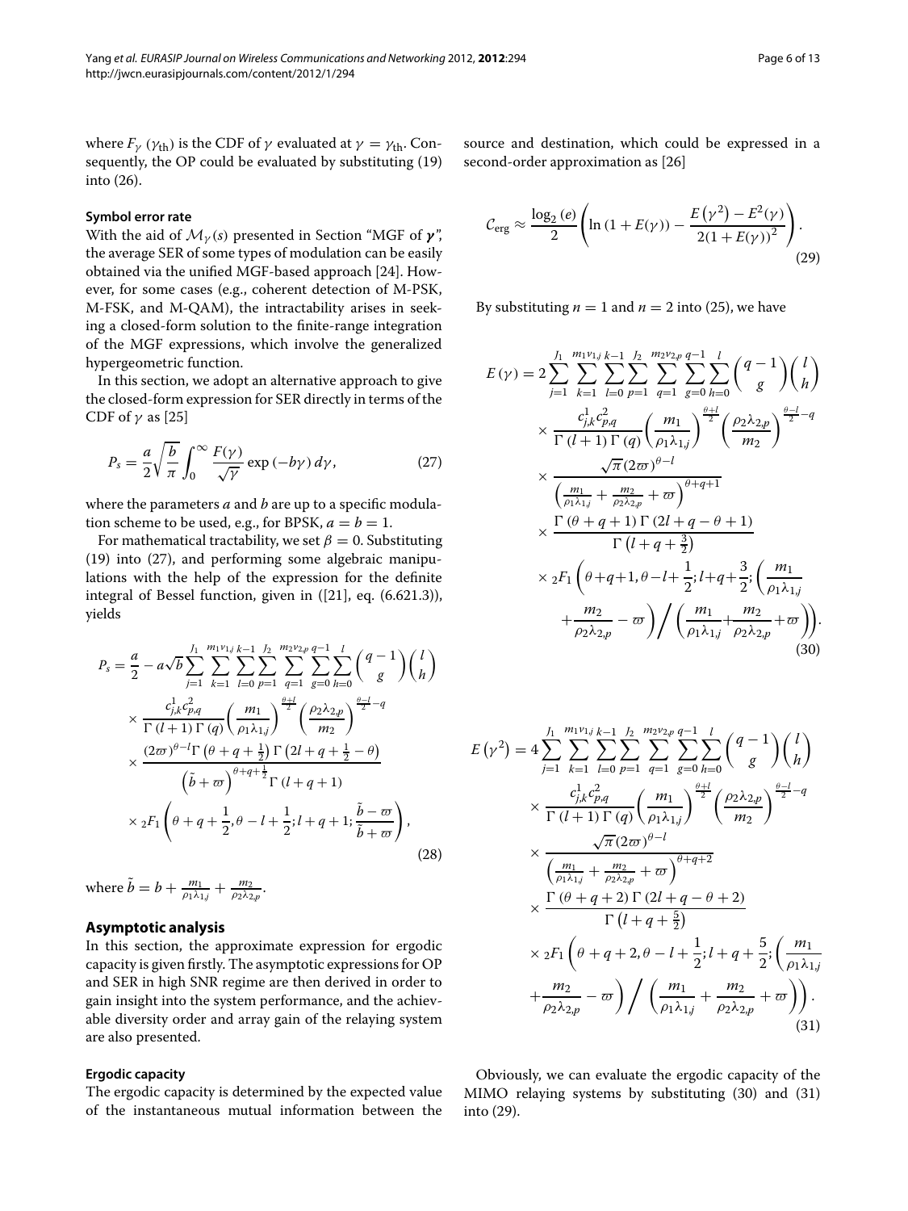where $F_\gamma(\gamma_{\text{th}})$ is the CDF of $\gamma$ evaluated at $\gamma = \gamma_{\text{th}}$. Consequently, the OP could be evaluated by substituting (19) into (26).

#### Symbol error rate

With the aid of $\mathcal{M}_\gamma(s)$ presented in Section "MGF of $\boldsymbol{\gamma}$", the average SER of some types of modulation can be easily obtained via the unified MGF-based approach [24]. However, for some cases (e.g., coherent detection of M-PSK, M-FSK, and M-QAM), the intractability arises in seeking a closed-form solution to the finite-range integration of the MGF expressions, which involve the generalized hypergeometric function.

In this section, we adopt an alternative approach to give the closed-form expression for SER directly in terms of the CDF of $\gamma$ as [25]

$$P_s = \frac{a}{2}\sqrt{\frac{b}{\pi}} \int_0^\infty \frac{F(\gamma)}{\sqrt{\gamma}} \exp(-b\gamma)\, d\gamma, \tag{27}$$

where the parameters $a$ and $b$ are up to a specific modulation scheme to be used, e.g., for BPSK, $a = b = 1$.

For mathematical tractability, we set $\beta = 0$. Substituting (19) into (27), and performing some algebraic manipulations with the help of the expression for the definite integral of Bessel function, given in ([21], eq. (6.621.3)), yields

$$\begin{aligned} P_s = \frac{a}{2} - a\sqrt{b} \sum_{j=1}^{J_1} \sum_{k=1}^{m_1 v_{1,j}} \sum_{l=0}^{k-1} \sum_{p=1}^{J_2} \sum_{q=1}^{m_2 v_{2,p}} \sum_{g=0}^{q-1} \sum_{h=0}^{l} \binom{q-1}{g} \binom{l}{h} \\ \times \frac{c_{j,k}^1 c_{p,q}^2}{\Gamma(l+1)\Gamma(q)} \left(\frac{m_1}{\rho_1 \lambda_{1,j}}\right)^{\frac{\theta+l}{2}} \left(\frac{\rho_2 \lambda_{2,p}}{m_2}\right)^{\frac{\theta-l}{2}-q} \\ \times \frac{(2\varpi)^{\theta-l} \Gamma\left(\theta+q+\frac{1}{2}\right) \Gamma\left(2l+q+\frac{1}{2}-\theta\right)}{\left(\tilde{b}+\varpi\right)^{\theta+q+\frac{1}{2}} \Gamma(l+q+1)} \\ \times {}_2F_1\left(\theta+q+\frac{1}{2}, \theta-l+\frac{1}{2}; l+q+1; \frac{\tilde{b}-\varpi}{\tilde{b}+\varpi}\right), \end{aligned} \tag{28}$$

where $\tilde{b} = b + \frac{m_1}{\rho_1 \lambda_{1,j}} + \frac{m_2}{\rho_2 \lambda_{2,p}}$.

## Asymptotic analysis

In this section, the approximate expression for ergodic capacity is given firstly. The asymptotic expressions for OP and SER in high SNR regime are then derived in order to gain insight into the system performance, and the achievable diversity order and array gain of the relaying system are also presented.

#### Ergodic capacity

The ergodic capacity is determined by the expected value of the instantaneous mutual information between the source and destination, which could be expressed in a second-order approximation as [26]

$$\mathcal{C}_{\text{erg}} \approx \frac{\log_2(e)}{2} \left( \ln(1+E(\gamma)) - \frac{E\left(\gamma^2\right) - E^2(\gamma)}{2(1+E(\gamma))^2} \right). \tag{29}$$

By substituting $n = 1$ and $n = 2$ into (25), we have

$$\begin{aligned} E(\gamma) = 2 \sum_{j=1}^{J_1} \sum_{k=1}^{m_1 v_{1,j}} \sum_{l=0}^{k-1} \sum_{p=1}^{J_2} \sum_{q=1}^{m_2 v_{2,p}} \sum_{g=0}^{q-1} \sum_{h=0}^{l} \binom{q-1}{g} \binom{l}{h} \\ \times \frac{c_{j,k}^1 c_{p,q}^2}{\Gamma(l+1)\Gamma(q)} \left(\frac{m_1}{\rho_1 \lambda_{1,j}}\right)^{\frac{\theta+l}{2}} \left(\frac{\rho_2 \lambda_{2,p}}{m_2}\right)^{\frac{\theta-l}{2}-q} \\ \times \frac{\sqrt{\pi}(2\varpi)^{\theta-l}}{\left(\frac{m_1}{\rho_1 \lambda_{1,j}} + \frac{m_2}{\rho_2 \lambda_{2,p}} + \varpi\right)^{\theta+q+1}} \\ \times \frac{\Gamma(\theta+q+1)\Gamma(2l+q-\theta+1)}{\Gamma\left(l+q+\frac{3}{2}\right)} \\ \times {}_2F_1\left(\theta+q+1, \theta-l+\frac{1}{2}; l+q+\frac{3}{2}; \left(\frac{m_1}{\rho_1 \lambda_{1,j}} \right.\right. \\ \left.\left. + \frac{m_2}{\rho_2 \lambda_{2,p}} - \varpi\right) \Big/ \left(\frac{m_1}{\rho_1 \lambda_{1,j}} + \frac{m_2}{\rho_2 \lambda_{2,p}} + \varpi\right)\right). \end{aligned} \tag{30}$$

$$\begin{aligned} E\left(\gamma^2\right) = 4 \sum_{j=1}^{J_1} \sum_{k=1}^{m_1 v_{1,j}} \sum_{l=0}^{k-1} \sum_{p=1}^{J_2} \sum_{q=1}^{m_2 v_{2,p}} \sum_{g=0}^{q-1} \sum_{h=0}^{l} \binom{q-1}{g} \binom{l}{h} \\ \times \frac{c_{j,k}^1 c_{p,q}^2}{\Gamma(l+1)\Gamma(q)} \left(\frac{m_1}{\rho_1 \lambda_{1,j}}\right)^{\frac{\theta+l}{2}} \left(\frac{\rho_2 \lambda_{2,p}}{m_2}\right)^{\frac{\theta-l}{2}-q} \\ \times \frac{\sqrt{\pi}(2\varpi)^{\theta-l}}{\left(\frac{m_1}{\rho_1 \lambda_{1,j}} + \frac{m_2}{\rho_2 \lambda_{2,p}} + \varpi\right)^{\theta+q+2}} \\ \times \frac{\Gamma(\theta+q+2)\Gamma(2l+q-\theta+2)}{\Gamma\left(l+q+\frac{5}{2}\right)} \\ \times {}_2F_1\left(\theta+q+2, \theta-l+\frac{1}{2}; l+q+\frac{5}{2}; \left(\frac{m_1}{\rho_1 \lambda_{1,j}} \right.\right. \\ \left.\left. + \frac{m_2}{\rho_2 \lambda_{2,p}} - \varpi\right) \Big/ \left(\frac{m_1}{\rho_1 \lambda_{1,j}} + \frac{m_2}{\rho_2 \lambda_{2,p}} + \varpi\right)\right). \end{aligned} \tag{31}$$

Obviously, we can evaluate the ergodic capacity of the MIMO relaying systems by substituting (30) and (31) into (29).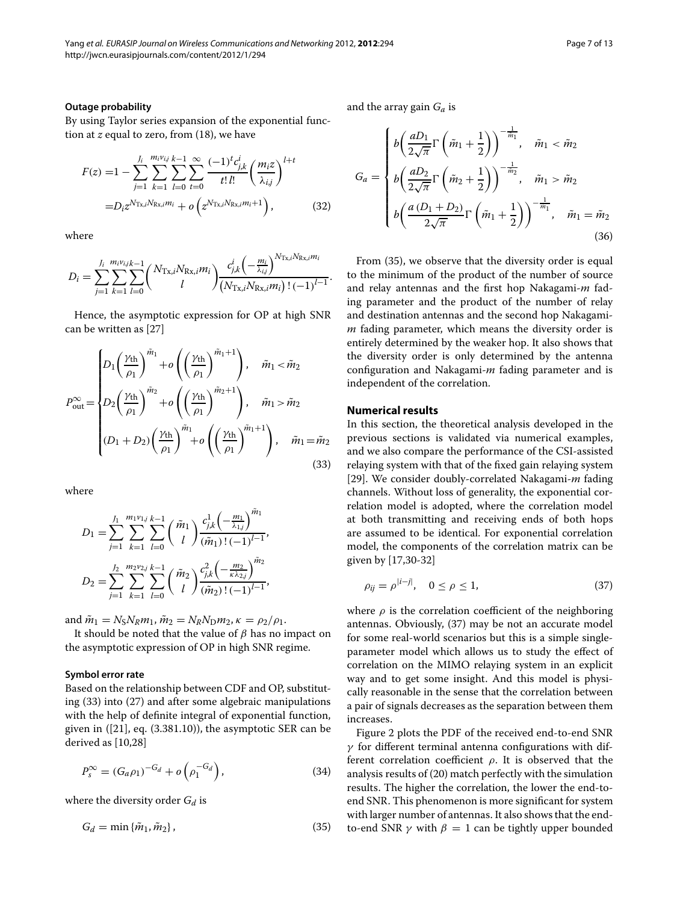### Outage probability

By using Taylor series expansion of the exponential function at $z$ equal to zero, from (18), we have

$$
\begin{aligned}
F(z) =& 1 - \sum_{j=1}^{J_i} \sum_{k=1}^{m_i v_{i,j}} \sum_{l=0}^{k-1} \sum_{t=0}^{\infty} \frac{(-1)^t c_{j,k}^i}{t!\, l!} \left( \frac{m_i z}{\lambda_{i,j}} \right)^{l+t} \\
=& D_i z^{N_{\mathrm{Tx},i} N_{\mathrm{Rx},i} m_i} + o\left( z^{N_{\mathrm{Tx},i} N_{\mathrm{Rx},i} m_i + 1} \right),
\end{aligned} \tag{32}
$$

where

$$
D_i = \sum_{j=1}^{J_i} \sum_{k=1}^{m_i v_{i,j}} \sum_{l=0}^{k-1} \binom{N_{\mathrm{Tx},i} N_{\mathrm{Rx},i} m_i}{l} \frac{c_{j,k}^i \left( -\frac{m_i}{\lambda_{i,j}} \right)^{N_{\mathrm{Tx},i} N_{\mathrm{Rx},i} m_i}}{\left( N_{\mathrm{Tx},i} N_{\mathrm{Rx},i} m_i \right)! \, (-1)^{l-1}}.
$$

Hence, the asymptotic expression for OP at high SNR can be written as [27]

$$
P_{\mathrm{out}}^{\infty} = \begin{cases}
D_1 \left( \frac{\gamma_{\mathrm{th}}}{\rho_1} \right)^{\tilde{m}_1} + o\left( \left( \frac{\gamma_{\mathrm{th}}}{\rho_1} \right)^{\tilde{m}_1 + 1} \right), & \tilde{m}_1 < \tilde{m}_2 \\
D_2 \left( \frac{\gamma_{\mathrm{th}}}{\rho_1} \right)^{\tilde{m}_2} + o\left( \left( \frac{\gamma_{\mathrm{th}}}{\rho_1} \right)^{\tilde{m}_2 + 1} \right), & \tilde{m}_1 > \tilde{m}_2 \\
(D_1 + D_2) \left( \frac{\gamma_{\mathrm{th}}}{\rho_1} \right)^{\tilde{m}_1} + o\left( \left( \frac{\gamma_{\mathrm{th}}}{\rho_1} \right)^{\tilde{m}_1 + 1} \right), & \tilde{m}_1 = \tilde{m}_2
\end{cases} \tag{33}
$$

where

$$
D_1 = \sum_{j=1}^{J_1} \sum_{k=1}^{m_1 v_{1,j}} \sum_{l=0}^{k-1} \binom{\tilde{m}_1}{l} \frac{c_{j,k}^1 \left( -\frac{m_1}{\lambda_{1,j}} \right)^{\tilde{m}_1}}{(\tilde{m}_1)! \, (-1)^{l-1}},
$$

$$
D_2 = \sum_{j=1}^{J_2} \sum_{k=1}^{m_2 v_{2,j}} \sum_{l=0}^{k-1} \binom{\tilde{m}_2}{l} \frac{c_{j,k}^2 \left( -\frac{m_2}{\kappa \lambda_{2,j}} \right)^{\tilde{m}_2}}{(\tilde{m}_2)! \, (-1)^{l-1}},
$$

and $\tilde{m}_1 = N_{\mathrm{S}} N_R m_1$, $\tilde{m}_2 = N_R N_{\mathrm{D}} m_2$, $\kappa = \rho_2 / \rho_1$.

It should be noted that the value of $\beta$ has no impact on the asymptotic expression of OP in high SNR regime.

### Symbol error rate

Based on the relationship between CDF and OP, substituting (33) into (27) and after some algebraic manipulations with the help of definite integral of exponential function, given in ([21], eq. (3.381.10)), the asymptotic SER can be derived as [10,28]

$$
P_s^{\infty} = (G_a \rho_1)^{-G_d} + o\left( \rho_1^{-G_d} \right), \tag{34}
$$

where the diversity order $G_d$ is

$$
G_d = \min\{\tilde{m}_1, \tilde{m}_2\}, \tag{35}
$$

and the array gain $G_a$ is

$$
G_a = \begin{cases}
b \left( \frac{a D_1}{2\sqrt{\pi}} \Gamma\left( \tilde{m}_1 + \frac{1}{2} \right) \right)^{-\frac{1}{\tilde{m}_1}}, & \tilde{m}_1 < \tilde{m}_2 \\
b \left( \frac{a D_2}{2\sqrt{\pi}} \Gamma\left( \tilde{m}_2 + \frac{1}{2} \right) \right)^{-\frac{1}{\tilde{m}_2}}, & \tilde{m}_1 > \tilde{m}_2 \\
b \left( \frac{a (D_1 + D_2)}{2\sqrt{\pi}} \Gamma\left( \tilde{m}_1 + \frac{1}{2} \right) \right)^{-\frac{1}{\tilde{m}_1}}, & \tilde{m}_1 = \tilde{m}_2
\end{cases} \tag{36}
$$

From (35), we observe that the diversity order is equal to the minimum of the product of the number of source and relay antennas and the first hop Nakagami-$m$ fading parameter and the product of the number of relay and destination antennas and the second hop Nakagami-$m$ fading parameter, which means the diversity order is entirely determined by the weaker hop. It also shows that the diversity order is only determined by the antenna configuration and Nakagami-$m$ fading parameter and is independent of the correlation.

## Numerical results

In this section, the theoretical analysis developed in the previous sections is validated via numerical examples, and we also compare the performance of the CSI-assisted relaying system with that of the fixed gain relaying system [29]. We consider doubly-correlated Nakagami-$m$ fading channels. Without loss of generality, the exponential correlation model is adopted, where the correlation model at both transmitting and receiving ends of both hops are assumed to be identical. For exponential correlation model, the components of the correlation matrix can be given by [17,30-32]

$$
\rho_{ij} = \rho^{|i-j|}, \quad 0 \le \rho \le 1, \tag{37}
$$

where $\rho$ is the correlation coefficient of the neighboring antennas. Obviously, (37) may be not an accurate model for some real-world scenarios but this is a simple single-parameter model which allows us to study the effect of correlation on the MIMO relaying system in an explicit way and to get some insight. And this model is physically reasonable in the sense that the correlation between a pair of signals decreases as the separation between them increases.

Figure 2 plots the PDF of the received end-to-end SNR $\gamma$ for different terminal antenna configurations with different correlation coefficient $\rho$. It is observed that the analysis results of (20) match perfectly with the simulation results. The higher the correlation, the lower the end-to-end SNR. This phenomenon is more significant for system with larger number of antennas. It also shows that the end-to-end SNR $\gamma$ with $\beta = 1$ can be tightly upper bounded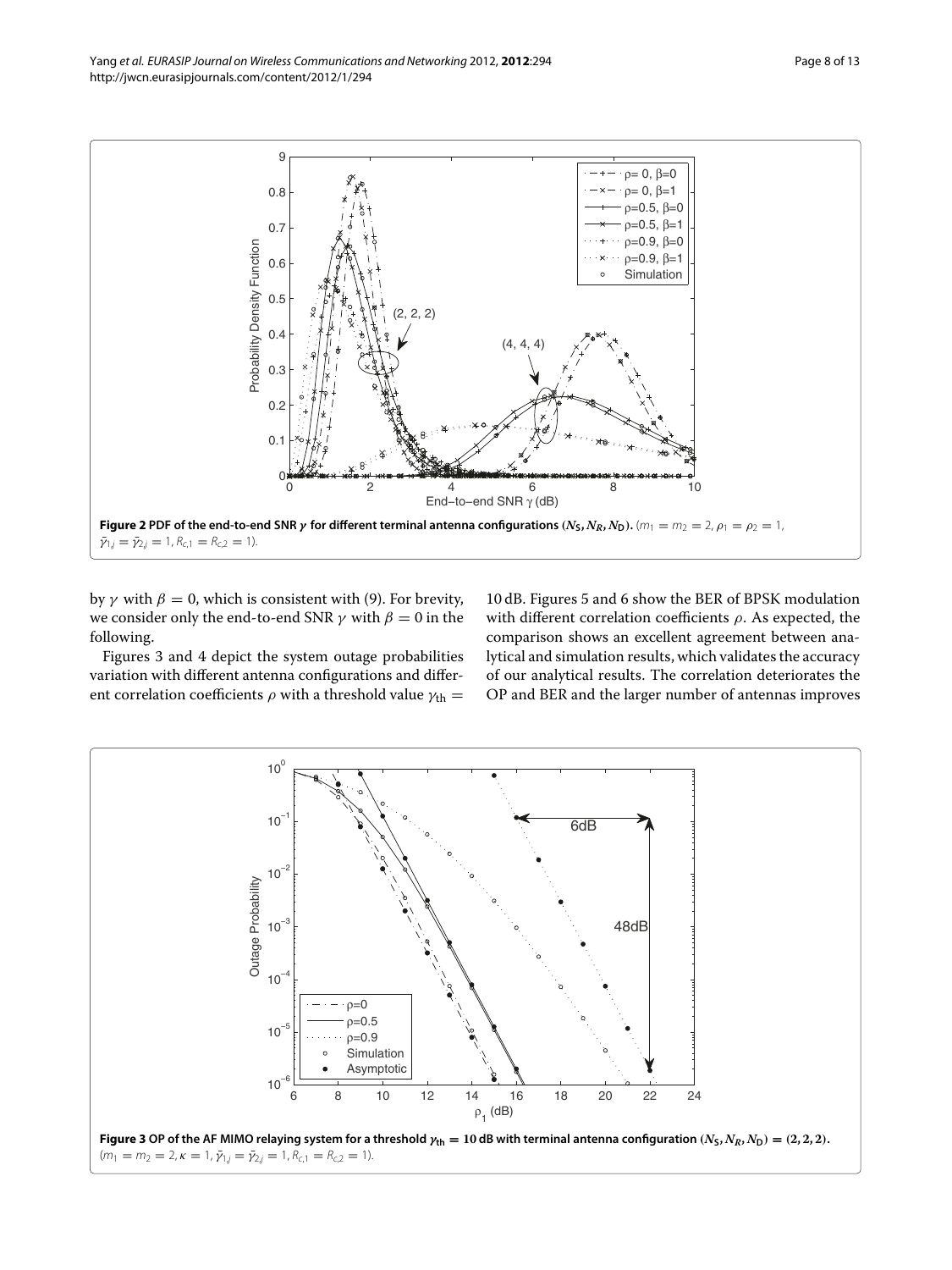**Figure 2 PDF of the end-to-end SNR $\gamma$ for different terminal antenna configurations $(N_S, N_R, N_D)$.** ($m_1 = m_2 = 2$, $\rho_1 = \rho_2 = 1$, $\bar{\gamma}_{1,j} = \bar{\gamma}_{2,j} = 1$, $R_{c,1} = R_{c,2} = 1$).

by $\gamma$ with $\beta = 0$, which is consistent with (9). For brevity, we consider only the end-to-end SNR $\gamma$ with $\beta = 0$ in the following.

Figures 3 and 4 depict the system outage probabilities variation with different antenna configurations and different correlation coefficients $\rho$ with a threshold value $\gamma_{th} = 10$ dB. Figures 5 and 6 show the BER of BPSK modulation with different correlation coefficients $\rho$. As expected, the comparison shows an excellent agreement between analytical and simulation results, which validates the accuracy of our analytical results. The correlation deteriorates the OP and BER and the larger number of antennas improves

**Figure 3 OP of the AF MIMO relaying system for a threshold $\gamma_{th} = 10$ dB with terminal antenna configuration $(N_S, N_R, N_D) = (2, 2, 2)$.** ($m_1 = m_2 = 2$, $\kappa = 1$, $\bar{\gamma}_{1,j} = \bar{\gamma}_{2,j} = 1$, $R_{c,1} = R_{c,2} = 1$).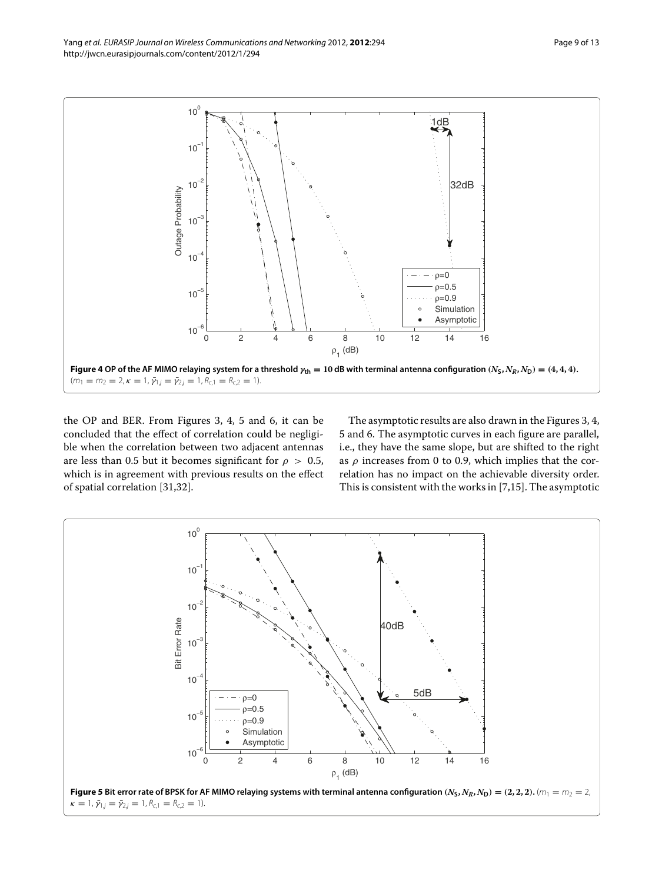**Figure 4 OP of the AF MIMO relaying system for a threshold $\gamma_{th} = 10$ dB with terminal antenna configuration $(N_S, N_R, N_D) = (4, 4, 4)$.** ($m_1 = m_2 = 2, \kappa = 1, \bar{\gamma}_{1,j} = \bar{\gamma}_{2,j} = 1, R_{c,1} = R_{c,2} = 1$).

the OP and BER. From Figures 3, 4, 5 and 6, it can be concluded that the effect of correlation could be negligible when the correlation between two adjacent antennas are less than 0.5 but it becomes significant for $\rho > 0.5$, which is in agreement with previous results on the effect of spatial correlation [31,32].

The asymptotic results are also drawn in the Figures 3, 4, 5 and 6. The asymptotic curves in each figure are parallel, i.e., they have the same slope, but are shifted to the right as $\rho$ increases from 0 to 0.9, which implies that the correlation has no impact on the achievable diversity order. This is consistent with the works in [7,15]. The asymptotic

**Figure 5 Bit error rate of BPSK for AF MIMO relaying systems with terminal antenna configuration $(N_S, N_R, N_D) = (2, 2, 2)$.** ($m_1 = m_2 = 2$, $\kappa = 1, \bar{\gamma}_{1,j} = \bar{\gamma}_{2,j} = 1, R_{c,1} = R_{c,2} = 1$).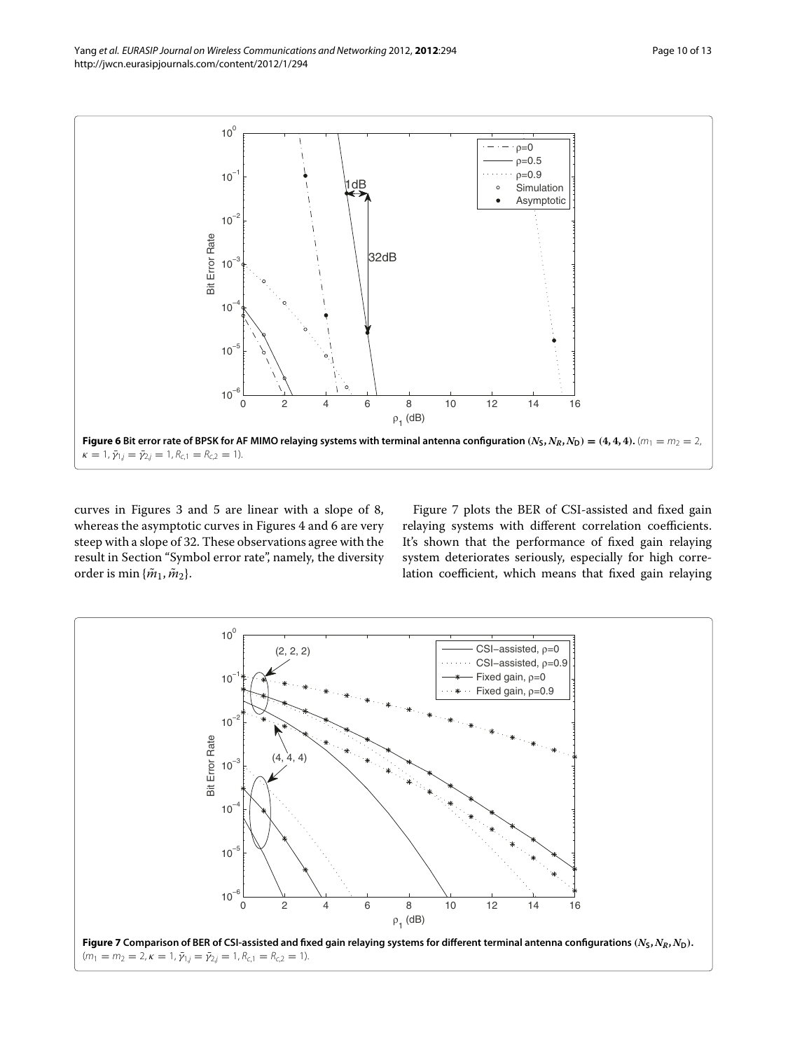**Figure 6 Bit error rate of BPSK for AF MIMO relaying systems with terminal antenna configuration $(N_S, N_R, N_D) = (4, 4, 4)$.** ($m_1 = m_2 = 2$, $\kappa = 1$, $\bar{\gamma}_{1,j} = \bar{\gamma}_{2,j} = 1$, $R_{c,1} = R_{c,2} = 1$).

curves in Figures 3 and 5 are linear with a slope of 8, whereas the asymptotic curves in Figures 4 and 6 are very steep with a slope of 32. These observations agree with the result in Section "Symbol error rate", namely, the diversity order is $\min\{\tilde{m}_1, \tilde{m}_2\}$.

Figure 7 plots the BER of CSI-assisted and fixed gain relaying systems with different correlation coefficients. It's shown that the performance of fixed gain relaying system deteriorates seriously, especially for high correlation coefficient, which means that fixed gain relaying

**Figure 7 Comparison of BER of CSI-assisted and fixed gain relaying systems for different terminal antenna configurations $(N_S, N_R, N_D)$.** ($m_1 = m_2 = 2$, $\kappa = 1$, $\bar{\gamma}_{1,j} = \bar{\gamma}_{2,j} = 1$, $R_{c,1} = R_{c,2} = 1$).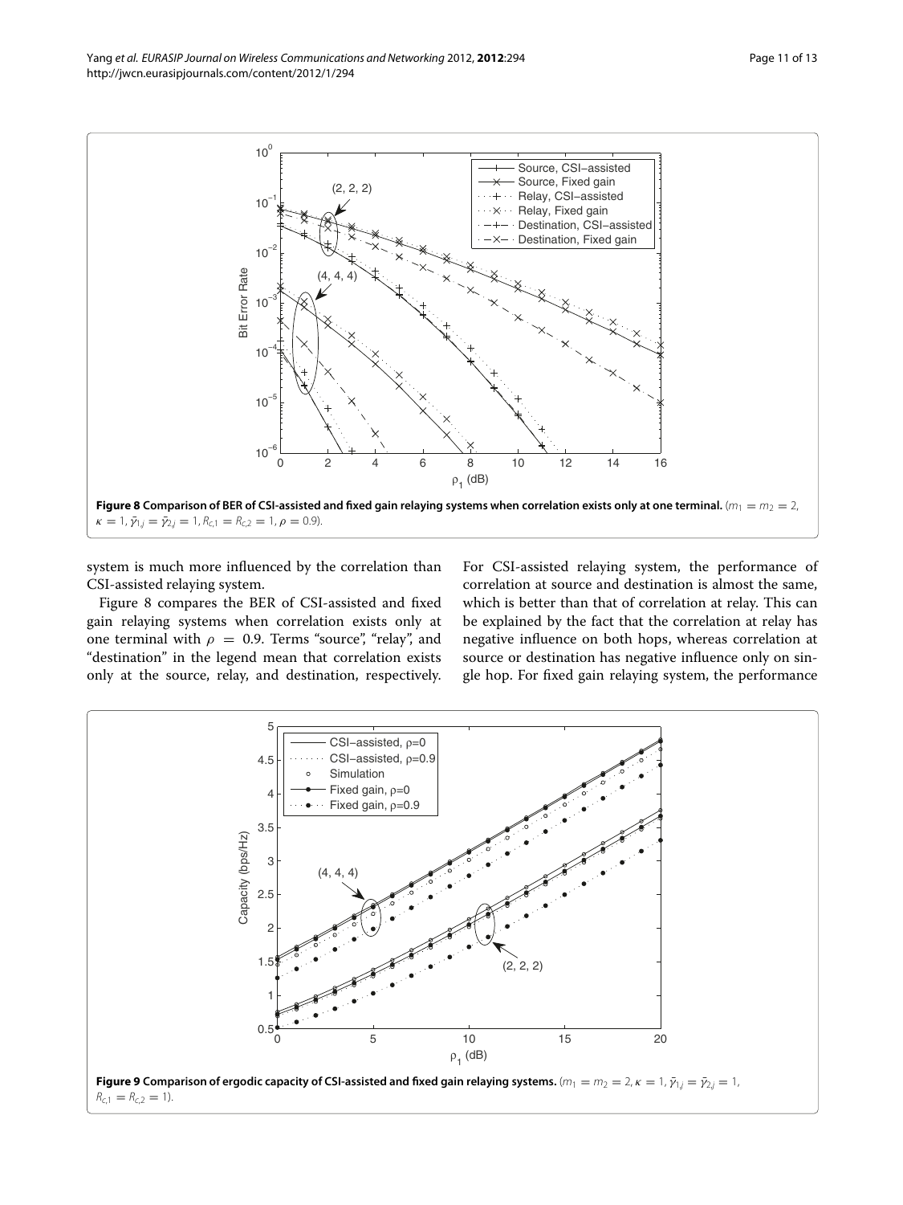**Figure 8 Comparison of BER of CSI-assisted and fixed gain relaying systems when correlation exists only at one terminal.** ($m_1 = m_2 = 2$, $\kappa = 1$, $\bar{\gamma}_{1,j} = \bar{\gamma}_{2,j} = 1$, $R_{c,1} = R_{c,2} = 1$, $\rho = 0.9$).

system is much more influenced by the correlation than CSI-assisted relaying system.

Figure 8 compares the BER of CSI-assisted and fixed gain relaying systems when correlation exists only at one terminal with $\rho = 0.9$. Terms "source", "relay", and "destination" in the legend mean that correlation exists only at the source, relay, and destination, respectively. For CSI-assisted relaying system, the performance of correlation at source and destination is almost the same, which is better than that of correlation at relay. This can be explained by the fact that the correlation at relay has negative influence on both hops, whereas correlation at source or destination has negative influence only on single hop. For fixed gain relaying system, the performance

**Figure 9 Comparison of ergodic capacity of CSI-assisted and fixed gain relaying systems.** ($m_1 = m_2 = 2$, $\kappa = 1$, $\bar{\gamma}_{1,j} = \bar{\gamma}_{2,j} = 1$, $R_{c,1} = R_{c,2} = 1$).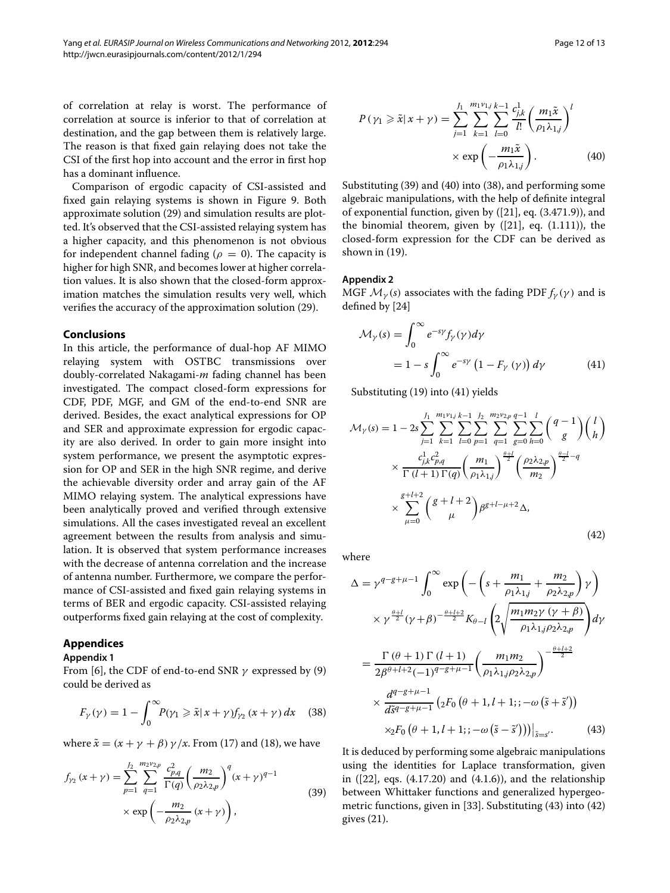of correlation at relay is worst. The performance of correlation at source is inferior to that of correlation at destination, and the gap between them is relatively large. The reason is that fixed gain relaying does not take the CSI of the first hop into account and the error in first hop has a dominant influence.

Comparison of ergodic capacity of CSI-assisted and fixed gain relaying systems is shown in Figure 9. Both approximate solution (29) and simulation results are plotted. It's observed that the CSI-assisted relaying system has a higher capacity, and this phenomenon is not obvious for independent channel fading ($\rho = 0$). The capacity is higher for high SNR, and becomes lower at higher correlation values. It is also shown that the closed-form approximation matches the simulation results very well, which verifies the accuracy of the approximation solution (29).

## Conclusions

In this article, the performance of dual-hop AF MIMO relaying system with OSTBC transmissions over doubly-correlated Nakagami-*m* fading channel has been investigated. The compact closed-form expressions for CDF, PDF, MGF, and GM of the end-to-end SNR are derived. Besides, the exact analytical expressions for OP and SER and approximate expression for ergodic capacity are also derived. In order to gain more insight into system performance, we present the asymptotic expression for OP and SER in the high SNR regime, and derive the achievable diversity order and array gain of the AF MIMO relaying system. The analytical expressions have been analytically proved and verified through extensive simulations. All the cases investigated reveal an excellent agreement between the results from analysis and simulation. It is observed that system performance increases with the decrease of antenna correlation and the increase of antenna number. Furthermore, we compare the performance of CSI-assisted and fixed gain relaying systems in terms of BER and ergodic capacity. CSI-assisted relaying outperforms fixed gain relaying at the cost of complexity.

## Appendices

### Appendix 1

From [6], the CDF of end-to-end SNR $\gamma$ expressed by (9) could be derived as

$$F_\gamma(\gamma) = 1 - \int_0^\infty P(\gamma_1 \geqslant \tilde{x}|\, x+\gamma) f_{\gamma_2}(x+\gamma)\, dx \quad (38)$$

where $\tilde{x} = (x+\gamma+\beta)\,\gamma/x$. From (17) and (18), we have

$$f_{\gamma_2}(x+\gamma) = \sum_{p=1}^{J_2} \sum_{q=1}^{m_2 v_{2,p}} \frac{c_{p,q}^2}{\Gamma(q)} \left(\frac{m_2}{\rho_2 \lambda_{2,p}}\right)^q (x+\gamma)^{q-1} \times \exp\left(-\frac{m_2}{\rho_2 \lambda_{2,p}}(x+\gamma)\right), \quad (39)$$

$$P(\gamma_1 \geqslant \tilde{x}|\, x+\gamma) = \sum_{j=1}^{J_1} \sum_{k=1}^{m_1 v_{1,j}} \sum_{l=0}^{k-1} \frac{c_{j,k}^1}{l!} \left(\frac{m_1 \tilde{x}}{\rho_1 \lambda_{1,j}}\right)^l \times \exp\left(-\frac{m_1 \tilde{x}}{\rho_1 \lambda_{1,j}}\right). \quad (40)$$

Substituting (39) and (40) into (38), and performing some algebraic manipulations, with the help of definite integral of exponential function, given by ([21], eq. (3.471.9)), and the binomial theorem, given by ([21], eq. (1.111)), the closed-form expression for the CDF can be derived as shown in (19).

### Appendix 2

MGF $\mathcal{M}_\gamma(s)$ associates with the fading PDF $f_\gamma(\gamma)$ and is defined by [24]

$$\mathcal{M}_\gamma(s) = \int_0^\infty e^{-s\gamma} f_\gamma(\gamma)\, d\gamma = 1 - s\int_0^\infty e^{-s\gamma}\left(1 - F_\gamma(\gamma)\right) d\gamma \quad (41)$$

Substituting (19) into (41) yields

$$\mathcal{M}_\gamma(s) = 1 - 2s \sum_{j=1}^{J_1} \sum_{k=1}^{m_1 v_{1,j}} \sum_{l=0}^{k-1} \sum_{p=1}^{J_2} \sum_{q=1}^{m_2 v_{2,p}} \sum_{g=0}^{q-1} \sum_{h=0}^{l} \binom{q-1}{g} \binom{l}{h} \times \frac{c_{j,k}^1 c_{p,q}^2}{\Gamma(l+1)\,\Gamma(q)} \left(\frac{m_1}{\rho_1 \lambda_{1,j}}\right)^{\frac{\theta+l}{2}} \left(\frac{\rho_2 \lambda_{2,p}}{m_2}\right)^{\frac{\theta-l}{2}-q} \times \sum_{\mu=0}^{g+l+2} \binom{g+l+2}{\mu} \beta^{g+l-\mu+2} \Delta, \quad (42)$$

where

$$\begin{aligned}\Delta &= \gamma^{q-g+\mu-1} \int_0^\infty \exp\left(-\left(s + \frac{m_1}{\rho_1 \lambda_{1,j}} + \frac{m_2}{\rho_2 \lambda_{2,p}}\right)\gamma\right) \times \gamma^{\frac{\theta+l}{2}} (\gamma+\beta)^{-\frac{\theta+l+2}{2}} K_{\theta-l}\left(2\sqrt{\frac{m_1 m_2 \gamma(\gamma+\beta)}{\rho_1 \lambda_{1,j} \rho_2 \lambda_{2,p}}}\right) d\gamma \\ &= \frac{\Gamma(\theta+1)\,\Gamma(l+1)}{2\beta^{\theta+l+2}(-1)^{q-g+\mu-1}} \left(\frac{m_1 m_2}{\rho_1 \lambda_{1,j} \rho_2 \lambda_{2,p}}\right)^{-\frac{\theta+l+2}{2}} \times \frac{d^{q-g+\mu-1}}{d\tilde{s}^{q-g+\mu-1}} \left({}_2F_0\left(\theta+1, l+1;; -\omega(\tilde{s}+\tilde{s}')\right) \times {}_2F_0\left(\theta+1, l+1;; -\omega(\tilde{s}-\tilde{s}')\right)\right)\Big|_{\tilde{s}=s'}. \end{aligned} \quad (43)$$

It is deduced by performing some algebraic manipulations using the identities for Laplace transformation, given in ([22], eqs. (4.17.20) and (4.1.6)), and the relationship between Whittaker functions and generalized hypergeometric functions, given in [33]. Substituting (43) into (42) gives (21).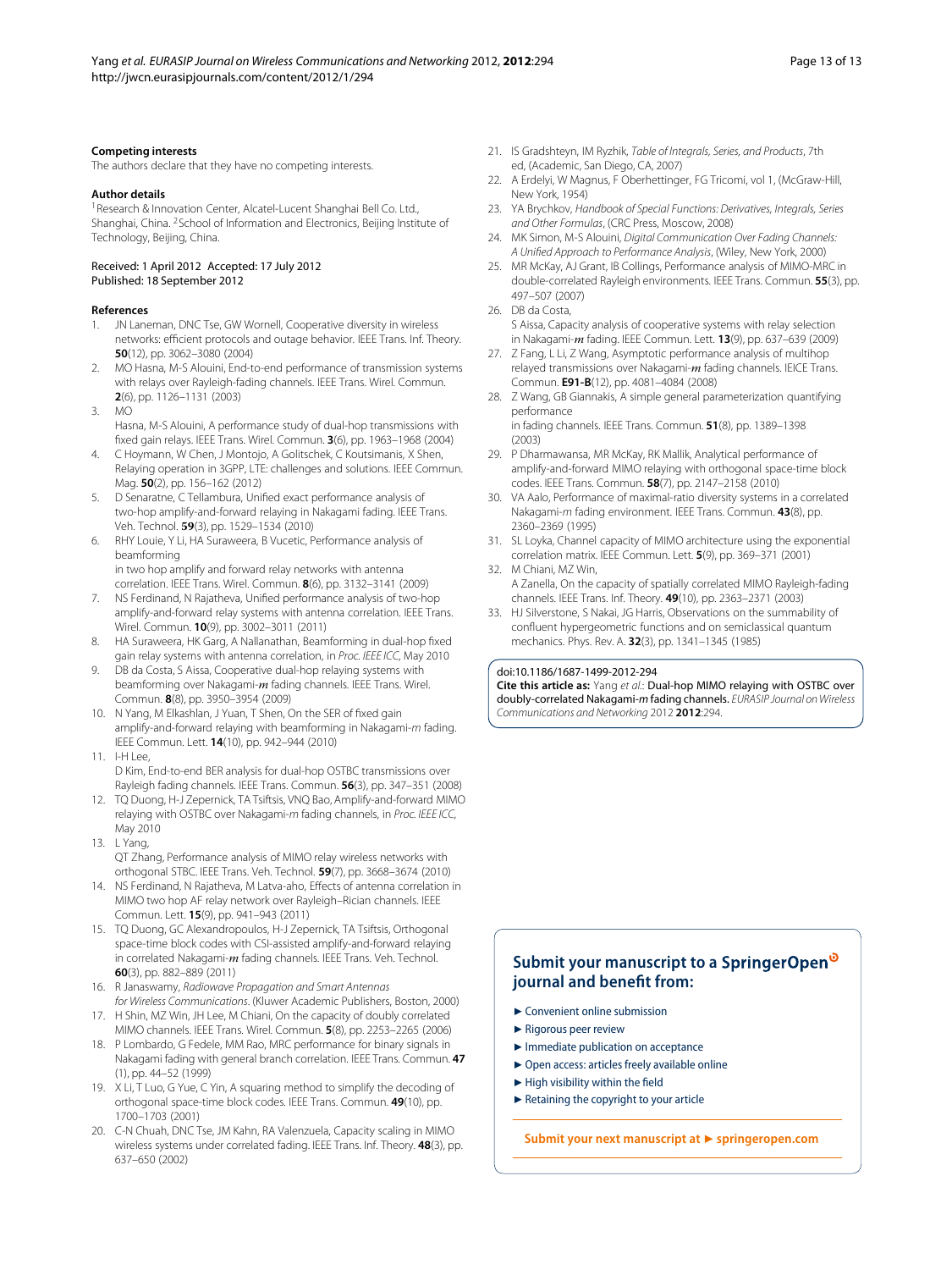**Competing interests**

The authors declare that they have no competing interests.

**Author details**

[1]Research & Innovation Center, Alcatel-Lucent Shanghai Bell Co. Ltd., Shanghai, China. [2]School of Information and Electronics, Beijing Institute of Technology, Beijing, China.

Received: 1 April 2012 Accepted: 17 July 2012
Published: 18 September 2012

**References**

1. JN Laneman, DNC Tse, GW Wornell, Cooperative diversity in wireless networks: efficient protocols and outage behavior. IEEE Trans. Inf. Theory. **50**(12), pp. 3062–3080 (2004)
2. MO Hasna, M-S Alouini, End-to-end performance of transmission systems with relays over Rayleigh-fading channels. IEEE Trans. Wirel. Commun. **2**(6), pp. 1126–1131 (2003)
3. MO Hasna, M-S Alouini, A performance study of dual-hop transmissions with fixed gain relays. IEEE Trans. Wirel. Commun. **3**(6), pp. 1963–1968 (2004)
4. C Hoymann, W Chen, J Montojo, A Golitschek, C Koutsimanis, X Shen, Relaying operation in 3GPP, LTE: challenges and solutions. IEEE Commun. Mag. **50**(2), pp. 156–162 (2012)
5. D Senaratne, C Tellambura, Unified exact performance analysis of two-hop amplify-and-forward relaying in Nakagami fading. IEEE Trans. Veh. Technol. **59**(3), pp. 1529–1534 (2010)
6. RHY Louie, Y Li, HA Suraweera, B Vucetic, Performance analysis of beamforming in two hop amplify and forward relay networks with antenna correlation. IEEE Trans. Wirel. Commun. **8**(6), pp. 3132–3141 (2009)
7. NS Ferdinand, N Rajatheva, Unified performance analysis of two-hop amplify-and-forward relay systems with antenna correlation. IEEE Trans. Wirel. Commun. **10**(9), pp. 3002–3011 (2011)
8. HA Suraweera, HK Garg, A Nallanathan, Beamforming in dual-hop fixed gain relay systems with antenna correlation, in *Proc. IEEE ICC*, May 2010
9. DB da Costa, S Aissa, Cooperative dual-hop relaying systems with beamforming over Nakagami-$m$ fading channels. IEEE Trans. Wirel. Commun. **8**(8), pp. 3950–3954 (2009)
10. N Yang, M Elkashlan, J Yuan, T Shen, On the SER of fixed gain amplify-and-forward relaying with beamforming in Nakagami-$m$ fading. IEEE Commun. Lett. **14**(10), pp. 942–944 (2010)
11. I-H Lee, D Kim, End-to-end BER analysis for dual-hop OSTBC transmissions over Rayleigh fading channels. IEEE Trans. Commun. **56**(3), pp. 347–351 (2008)
12. TQ Duong, H-J Zepernick, TA Tsiftsis, VNQ Bao, Amplify-and-forward MIMO relaying with OSTBC over Nakagami-$m$ fading channels, in *Proc. IEEE ICC*, May 2010
13. L Yang, QT Zhang, Performance analysis of MIMO relay wireless networks with orthogonal STBC. IEEE Trans. Veh. Technol. **59**(7), pp. 3668–3674 (2010)
14. NS Ferdinand, N Rajatheva, M Latva-aho, Effects of antenna correlation in MIMO two hop AF relay network over Rayleigh–Rician channels. IEEE Commun. Lett. **15**(9), pp. 941–943 (2011)
15. TQ Duong, GC Alexandropoulos, H-J Zepernick, TA Tsiftsis, Orthogonal space-time block codes with CSI-assisted amplify-and-forward relaying in correlated Nakagami-$m$ fading channels. IEEE Trans. Veh. Technol. **60**(3), pp. 882–889 (2011)
16. R Janaswamy, *Radiowave Propagation and Smart Antennas for Wireless Communications*. (Kluwer Academic Publishers, Boston, 2000)
17. H Shin, MZ Win, JH Lee, M Chiani, On the capacity of doubly correlated MIMO channels. IEEE Trans. Wirel. Commun. **5**(8), pp. 2253–2265 (2006)
18. P Lombardo, G Fedele, MM Rao, MRC performance for binary signals in Nakagami fading with general branch correlation. IEEE Trans. Commun. **47**(1), pp. 44–52 (1999)
19. X Li, T Luo, G Yue, C Yin, A squaring method to simplify the decoding of orthogonal space-time block codes. IEEE Trans. Commun. **49**(10), pp. 1700–1703 (2001)
20. C-N Chuah, DNC Tse, JM Kahn, RA Valenzuela, Capacity scaling in MIMO wireless systems under correlated fading. IEEE Trans. Inf. Theory. **48**(3), pp. 637–650 (2002)
21. IS Gradshteyn, IM Ryzhik, *Table of Integrals, Series, and Products*, 7th ed, (Academic, San Diego, CA, 2007)
22. A Erdelyi, W Magnus, F Oberhettinger, FG Tricomi, vol 1, (McGraw-Hill, New York, 1954)
23. YA Brychkov, *Handbook of Special Functions: Derivatives, Integrals, Series and Other Formulas*, (CRC Press, Moscow, 2008)
24. MK Simon, M-S Alouini, *Digital Communication Over Fading Channels: A Unified Approach to Performance Analysis*, (Wiley, New York, 2000)
25. MR McKay, AJ Grant, IB Collings, Performance analysis of MIMO-MRC in double-correlated Rayleigh environments. IEEE Trans. Commun. **55**(3), pp. 497–507 (2007)
26. DB da Costa, S Aissa, Capacity analysis of cooperative systems with relay selection in Nakagami-$m$ fading. IEEE Commun. Lett. **13**(9), pp. 637–639 (2009)
27. Z Fang, L Li, Z Wang, Asymptotic performance analysis of multihop relayed transmissions over Nakagami-$m$ fading channels. IEICE Trans. Commun. **E91-B**(12), pp. 4081–4084 (2008)
28. Z Wang, GB Giannakis, A simple general parameterization quantifying performance in fading channels. IEEE Trans. Commun. **51**(8), pp. 1389–1398 (2003)
29. P Dharmawansa, MR McKay, RK Mallik, Analytical performance of amplify-and-forward MIMO relaying with orthogonal space-time block codes. IEEE Trans. Commun. **58**(7), pp. 2147–2158 (2010)
30. VA Aalo, Performance of maximal-ratio diversity systems in a correlated Nakagami-$m$ fading environment. IEEE Trans. Commun. **43**(8), pp. 2360–2369 (1995)
31. SL Loyka, Channel capacity of MIMO architecture using the exponential correlation matrix. IEEE Commun. Lett. **5**(9), pp. 369–371 (2001)
32. M Chiani, MZ Win, A Zanella, On the capacity of spatially correlated MIMO Rayleigh-fading channels. IEEE Trans. Inf. Theory. **49**(10), pp. 2363–2371 (2003)
33. HJ Silverstone, S Nakai, JG Harris, Observations on the summability of confluent hypergeometric functions and on semiclassical quantum mechanics. Phys. Rev. A. **32**(3), pp. 1341–1345 (1985)

doi:10.1186/1687-1499-2012-294

**Cite this article as:** *Yang et al.:* Dual-hop MIMO relaying with OSTBC over doubly-correlated Nakagami-$m$ fading channels. *EURASIP Journal on Wireless Communications and Networking* 2012 **2012**:294.

**Submit your manuscript to a SpringerOpen journal and benefit from:**

- ► Convenient online submission
- ► Rigorous peer review
- ► Immediate publication on acceptance
- ► Open access: articles freely available online
- ► High visibility within the field
- ► Retaining the copyright to your article

**Submit your next manuscript at ► springeropen.com**